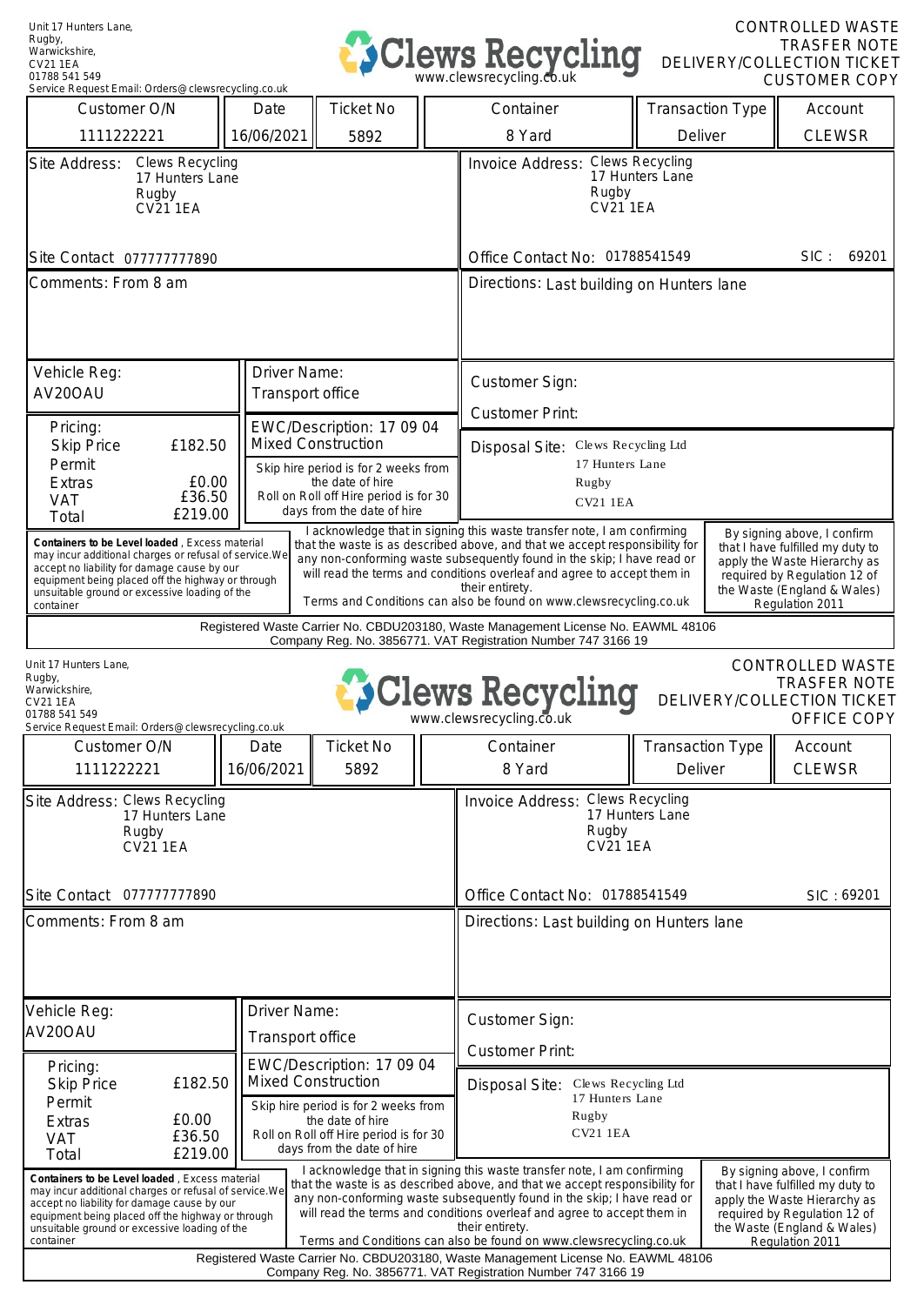Unit 17 Hunters Lane,
Rugby,
Warwickshire,
CV21 1EA
01788 541 549
Service Request Email: Orders@clewsrecycling.co.uk

# Clews Recycling

www.clewsrecycling.co.uk

**CONTROLLED WASTE TRASFER NOTE**
**DELIVERY/COLLECTION TICKET**
**CUSTOMER COPY**

| Customer O/N | Date | Ticket No | Container | Transaction Type | Account |
|---|---|---|---|---|---|
| 1111222221 | 16/06/2021 | 5892 | 8 Yard | Deliver | CLEWSR |

**Site Address:** Clews Recycling
17 Hunters Lane
Rugby
CV21 1EA

**Site Contact** 077777777890

**Invoice Address:** Clews Recycling
17 Hunters Lane
Rugby
CV21 1EA

**Office Contact No:** 01788541549

**SIC :** 69201

**Comments:** From 8 am

**Directions:** Last building on Hunters lane

**Vehicle Reg:** AV20OAU

**Driver Name:** Transport office

**Customer Sign:**

**Customer Print:**

**Pricing:**

| | |
|---|---|
| Skip Price | £182.50 |
| Permit | |
| Extras | £0.00 |
| VAT | £36.50 |
| Total | £219.00 |

**EWC/Description:** 17 09 04
Mixed Construction

Skip hire period is for 2 weeks from the date of hire
Roll on Roll off Hire period is for 30 days from the date of hire

**Disposal Site:** Clews Recycling Ltd
17 Hunters Lane
Rugby
CV21 1EA

**Containers to be Level loaded**, Excess material may incur additional charges or refusal of service.We accept no liability for damage cause by our equipment being placed off the highway or through unsuitable ground or excessive loading of the container

I acknowledge that in signing this waste transfer note, I am confirming that the waste is as described above, and that we accept responsibility for any non-conforming waste subsequently found in the skip; I have read or will read the terms and conditions overleaf and agree to accept them in their entirety.
Terms and Conditions can also be found on www.clewsrecycling.co.uk

By signing above, I confirm that I have fulfilled my duty to apply the Waste Hierarchy as required by Regulation 12 of the Waste (England & Wales) Regulation 2011

Registered Waste Carrier No. CBDU203180, Waste Management License No. EAWML 48106
Company Reg. No. 3856771. VAT Registration Number 747 3166 19

---

Unit 17 Hunters Lane,
Rugby,
Warwickshire,
CV21 1EA
01788 541 549
Service Request Email: Orders@clewsrecycling.co.uk

# Clews Recycling

www.clewsrecycling.co.uk

**CONTROLLED WASTE TRASFER NOTE**
**DELIVERY/COLLECTION TICKET**
**OFFICE COPY**

| Customer O/N | Date | Ticket No | Container | Transaction Type | Account |
|---|---|---|---|---|---|
| 1111222221 | 16/06/2021 | 5892 | 8 Yard | Deliver | CLEWSR |

**Site Address:** Clews Recycling
17 Hunters Lane
Rugby
CV21 1EA

**Site Contact** 077777777890

**Invoice Address:** Clews Recycling
17 Hunters Lane
Rugby
CV21 1EA

**Office Contact No:** 01788541549

**SIC :** 69201

**Comments:** From 8 am

**Directions:** Last building on Hunters lane

**Vehicle Reg:** AV20OAU

**Driver Name:** Transport office

**Customer Sign:**

**Customer Print:**

**Pricing:**

| | |
|---|---|
| Skip Price | £182.50 |
| Permit | |
| Extras | £0.00 |
| VAT | £36.50 |
| Total | £219.00 |

**EWC/Description:** 17 09 04
Mixed Construction

Skip hire period is for 2 weeks from the date of hire
Roll on Roll off Hire period is for 30 days from the date of hire

**Disposal Site:** Clews Recycling Ltd
17 Hunters Lane
Rugby
CV21 1EA

**Containers to be Level loaded**, Excess material may incur additional charges or refusal of service.We accept no liability for damage cause by our equipment being placed off the highway or through unsuitable ground or excessive loading of the container

I acknowledge that in signing this waste transfer note, I am confirming that the waste is as described above, and that we accept responsibility for any non-conforming waste subsequently found in the skip; I have read or will read the terms and conditions overleaf and agree to accept them in their entirety.
Terms and Conditions can also be found on www.clewsrecycling.co.uk

By signing above, I confirm that I have fulfilled my duty to apply the Waste Hierarchy as required by Regulation 12 of the Waste (England & Wales) Regulation 2011

Registered Waste Carrier No. CBDU203180, Waste Management License No. EAWML 48106
Company Reg. No. 3856771. VAT Registration Number 747 3166 19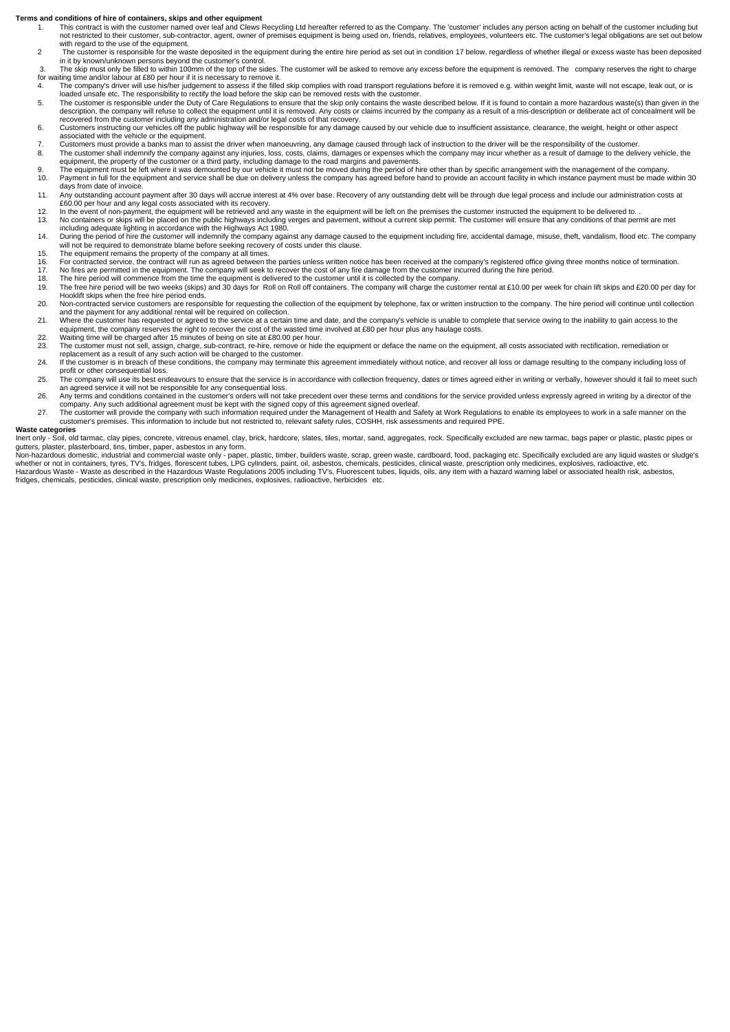**Terms and conditions of hire of containers, skips and other equipment**

1. This contract is with the customer named over leaf and Clews Recycling Ltd hereafter referred to as the Company. The 'customer' includes any person acting on behalf of the customer including but not restricted to their customer, sub-contractor, agent, owner of premises equipment is being used on, friends, relatives, employees, volunteers etc. The customer's legal obligations are set out below with regard to the use of the equipment.
2. The customer is responsible for the waste deposited in the equipment during the entire hire period as set out in condition 17 below, regardless of whether illegal or excess waste has been deposited in it by known/unknown persons beyond the customer's control.
3. The skip must only be filled to within 100mm of the top of the sides. The customer will be asked to remove any excess before the equipment is removed. The company reserves the right to charge for waiting time and/or labour at £80 per hour if it is necessary to remove it.
4. The company's driver will use his/her judgement to assess if the filled skip complies with road transport regulations before it is removed e.g. within weight limit, waste will not escape, leak out, or is loaded unsafe etc. The responsibility to rectify the load before the skip can be removed rests with the customer.
5. The customer is responsible under the Duty of Care Regulations to ensure that the skip only contains the waste described below. If it is found to contain a more hazardous waste(s) than given in the description, the company will refuse to collect the equipment until it is removed. Any costs or claims incurred by the company as a result of a mis-description or deliberate act of concealment will be recovered from the customer including any administration and/or legal costs of that recovery.
6. Customers instructing our vehicles off the public highway will be responsible for any damage caused by our vehicle due to insufficient assistance, clearance, the weight, height or other aspect associated with the vehicle or the equipment.
7. Customers must provide a banks man to assist the driver when manoeuvring, any damage caused through lack of instruction to the driver will be the responsibility of the customer.
8. The customer shall indemnify the company against any injuries, loss, costs, claims, damages or expenses which the company may incur whether as a result of damage to the delivery vehicle, the equipment, the property of the customer or a third party, including damage to the road margins and pavements.
9. The equipment must be left where it was demounted by our vehicle it must not be moved during the period of hire other than by specific arrangement with the management of the company.
10. Payment in full for the equipment and service shall be due on delivery unless the company has agreed before hand to provide an account facility in which instance payment must be made within 30 days from date of invoice.
11. Any outstanding account payment after 30 days will accrue interest at 4% over base. Recovery of any outstanding debt will be through due legal process and include our administration costs at £60.00 per hour and any legal costs associated with its recovery.
12. In the event of non-payment, the equipment will be retrieved and any waste in the equipment will be left on the premises the customer instructed the equipment to be delivered to. .
13. No containers or skips will be placed on the public highways including verges and pavement, without a current skip permit. The customer will ensure that any conditions of that permit are met including adequate lighting in accordance with the Highways Act 1980.
14. During the period of hire the customer will indemnify the company against any damage caused to the equipment including fire, accidental damage, misuse, theft, vandalism, flood etc. The company will not be required to demonstrate blame before seeking recovery of costs under this clause.
15. The equipment remains the property of the company at all times.
16. For contracted service, the contract will run as agreed between the parties unless written notice has been received at the company's registered office giving three months notice of termination.
17. No fires are permitted in the equipment. The company will seek to recover the cost of any fire damage from the customer incurred during the hire period.
18. The hire period will commence from the time the equipment is delivered to the customer until it is collected by the company.
19. The free hire period will be two weeks (skips) and 30 days for Roll on Roll off containers. The company will charge the customer rental at £10.00 per week for chain lift skips and £20.00 per day for Hooklift skips when the free hire period ends.
20. Non-contracted service customers are responsible for requesting the collection of the equipment by telephone, fax or written instruction to the company. The hire period will continue until collection and the payment for any additional rental will be required on collection.
21. Where the customer has requested or agreed to the service at a certain time and date, and the company's vehicle is unable to complete that service owing to the inability to gain access to the equipment, the company reserves the right to recover the cost of the wasted time involved at £80 per hour plus any haulage costs.
22. Waiting time will be charged after 15 minutes of being on site at £80.00 per hour.
23. The customer must not sell, assign, charge, sub-contract, re-hire, remove or hide the equipment or deface the name on the equipment, all costs associated with rectification, remediation or replacement as a result of any such action will be charged to the customer.
24. If the customer is in breach of these conditions, the company may terminate this agreement immediately without notice, and recover all loss or damage resulting to the company including loss of profit or other consequential loss.
25. The company will use its best endeavours to ensure that the service is in accordance with collection frequency, dates or times agreed either in writing or verbally, however should it fail to meet such an agreed service it will not be responsible for any consequential loss.
26. Any terms and conditions contained in the customer's orders will not take precedent over these terms and conditions for the service provided unless expressly agreed in writing by a director of the company. Any such additional agreement must be kept with the signed copy of this agreement signed overleaf.
27. The customer will provide the company with such information required under the Management of Health and Safety at Work Regulations to enable its employees to work in a safe manner on the customer's premises. This information to include but not restricted to, relevant safety rules, COSHH, risk assessments and required PPE.

**Waste categories**

Inert only - Soil, old tarmac, clay pipes, concrete, vitreous enamel, clay, brick, hardcore, slates, tiles, mortar, sand, aggregates, rock. Specifically excluded are new tarmac, bags paper or plastic, plastic pipes or gutters, plaster, plasterboard, tins, timber, paper, asbestos in any form.

Non-hazardous domestic, industrial and commercial waste only - paper, plastic, timber, builders waste, scrap, green waste, cardboard, food, packaging etc. Specifically excluded are any liquid wastes or sludge's whether or not in containers, tyres, TV's, fridges, florescent tubes, LPG cylinders, paint, oil, asbestos, chemicals, pesticides, clinical waste, prescription only medicines, explosives, radioactive, etc.

Hazardous Waste - Waste as described in the Hazardous Waste Regulations 2005 including TV's, Fluorescent tubes, liquids, oils, any item with a hazard warning label or associated health risk, asbestos, fridges, chemicals, pesticides, clinical waste, prescription only medicines, explosives, radioactive, herbicides etc.